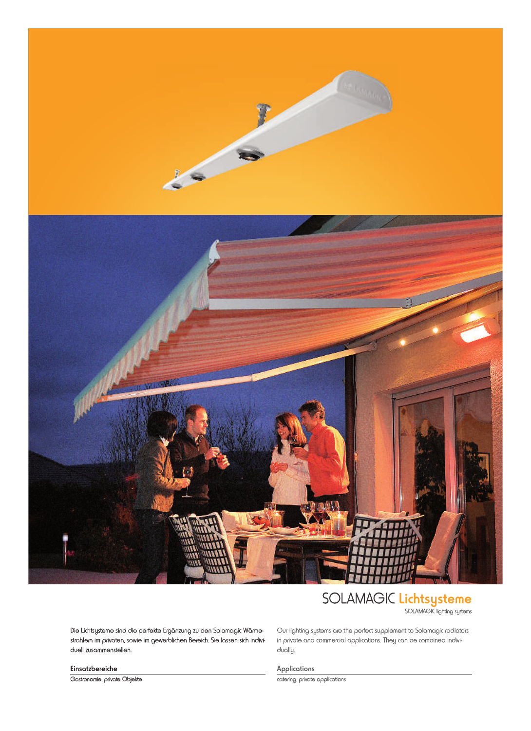# SOLAMAGIC Lichtsysteme

SOLAMAGIC lighting systems

Die Lichtsysteme sind die perfekte Ergänzung zu den Solamagic Wärmestrahlern im privaten, sowie im gewerblichen Bereich. Sie lassen sich individuell zusammenstellen.

Our lighting systems are the perfect supplement to Solamagic radiators in private and commercial applications. They can be combined individually.

### Einsatzbereiche

Gastronomie, private Objekte

### Applications

catering, private applications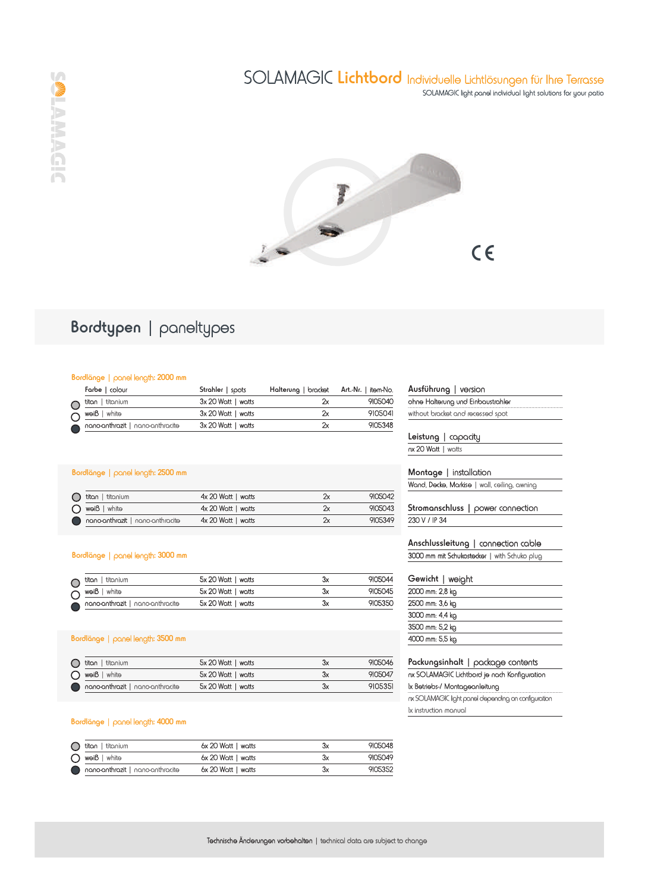# SOLAMAGIC Lichtbord Individuelle Lichtlösungen für Ihre Terrasse

SOLAMAGIC light panel individual light solutions for your patio

CE

## Bordtypen | paneltypes

**Bordlänge | panel length: 2000 mm**

| Farbe \| colour | Strahler \| spots | Halterung \| bracket | Art.-Nr. \| item-No. |
|---|---|---|---|
| titan \| titanium | 3x 20 Watt \| watts | 2x | 9105040 |
| weiß \| white | 3x 20 Watt \| watts | 2x | 9105041 |
| nano-anthrazit \| nano-anthracite | 3x 20 Watt \| watts | 2x | 9105348 |

**Bordlänge | panel length: 2500 mm**

| Farbe \| colour | Strahler \| spots | Halterung \| bracket | Art.-Nr. \| item-No. |
|---|---|---|---|
| titan \| titanium | 4x 20 Watt \| watts | 2x | 9105042 |
| weiß \| white | 4x 20 Watt \| watts | 2x | 9105043 |
| nano-anthrazit \| nano-anthracite | 4x 20 Watt \| watts | 2x | 9105349 |

**Bordlänge | panel length: 3000 mm**

| Farbe \| colour | Strahler \| spots | Halterung \| bracket | Art.-Nr. \| item-No. |
|---|---|---|---|
| titan \| titanium | 5x 20 Watt \| watts | 3x | 9105044 |
| weiß \| white | 5x 20 Watt \| watts | 3x | 9105045 |
| nano-anthrazit \| nano-anthracite | 5x 20 Watt \| watts | 3x | 9105350 |

**Bordlänge | panel length: 3500 mm**

| Farbe \| colour | Strahler \| spots | Halterung \| bracket | Art.-Nr. \| item-No. |
|---|---|---|---|
| titan \| titanium | 5x 20 Watt \| watts | 3x | 9105046 |
| weiß \| white | 5x 20 Watt \| watts | 3x | 9105047 |
| nano-anthrazit \| nano-anthracite | 5x 20 Watt \| watts | 3x | 9105351 |

**Bordlänge | panel length: 4000 mm**

| Farbe \| colour | Strahler \| spots | Halterung \| bracket | Art.-Nr. \| item-No. |
|---|---|---|---|
| titan \| titanium | 6x 20 Watt \| watts | 3x | 9105048 |
| weiß \| white | 6x 20 Watt \| watts | 3x | 9105049 |
| nano-anthrazit \| nano-anthracite | 6x 20 Watt \| watts | 3x | 9105352 |

**Ausführung | version**

ohne Halterung und Einbaustrahler
without bracket and recessed spot

**Leistung | capacity**

nx 20 Watt | watts

**Montage | installation**

Wand, Decke, Markise | wall, ceiling, awning

**Stromanschluss | power connection**

230 V / IP 34

**Anschlussleitung | connection cable**

3000 mm mit Schukostecker | with Schuko plug

**Gewicht | weight**

- 2000 mm: 2,8 kg
- 2500 mm: 3,6 kg
- 3000 mm: 4,4 kg
- 3500 mm: 5,2 kg
- 4000 mm: 5,5 kg

**Packungsinhalt | package contents**

nx SOLAMAGIC Lichtbord je nach Konfiguration
1x Betriebs-/ Montageanleitung

nx SOLAMAGIC light panel depending on configuration
1x instruction manual

Technische Änderungen vorbehalten | technical data are subject to change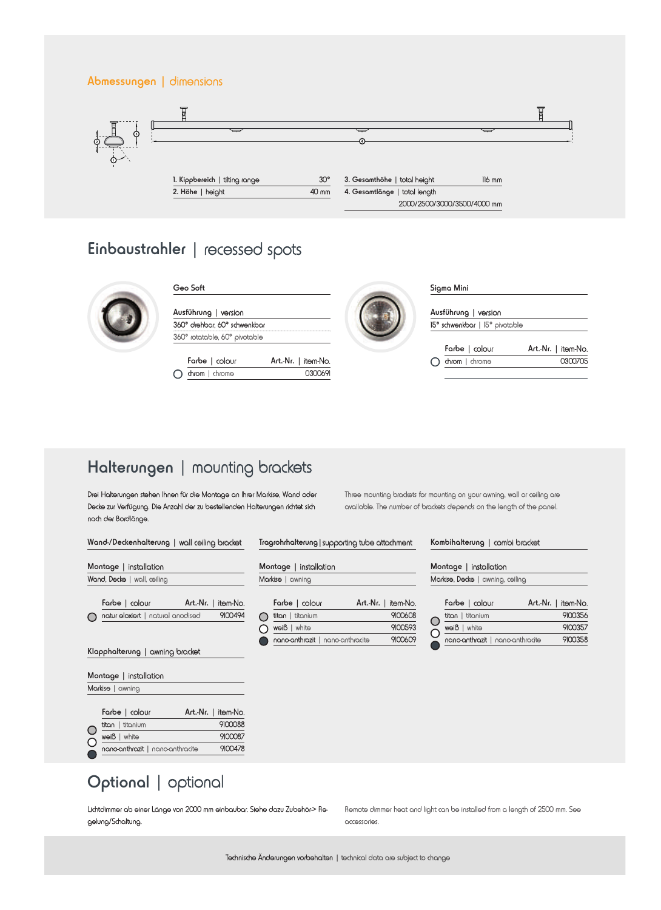## Abmessungen | dimensions

| | |
|---|---|
| 1. Kippbereich \| tilting range | 30° |
| 2. Höhe \| height | 40 mm |
| 3. Gesamthöhe \| total height | 116 mm |
| 4. Gesamtlänge \| total length | 2000/2500/3000/3500/4000 mm |

## Einbaustrahler | recessed spots

### Geo Soft

**Ausführung | version**

360° drehbar, 60° schwenkbar

360° rotatable, 60° pivotable

| Farbe \| colour | Art.-Nr. \| item-No. |
|---|---|
| chrom \| chrome | 0300691 |

### Sigma Mini

**Ausführung | version**

15° schwenkbar | 15° pivotable

| Farbe \| colour | Art.-Nr. \| item-No. |
|---|---|
| chrom \| chrome | 0300705 |

## Halterungen | mounting brackets

Drei Halterungen stehen Ihnen für die Montage an Ihrer Markise, Wand oder Decke zur Verfügung. Die Anzahl der zu bestellenden Halterungen richtet sich nach der Bordlänge.

Three mounting brackets for mounting on your awning, wall or ceiling are available. The number of brackets depends on the length of the panel.

### Wand-/Deckenhalterung | wall ceiling bracket

**Montage | installation**

Wand, Decke | wall, ceiling

| Farbe \| colour | Art.-Nr. \| item-No. |
|---|---|
| natur eloxiert \| natural anodised | 9100494 |

### Klapphalterung | awning bracket

**Montage | installation**

Markise | awning

| Farbe \| colour | Art.-Nr. \| item-No. |
|---|---|
| titan \| titanium | 9100088 |
| weiß \| white | 9100087 |
| nano-anthrazit \| nano-anthracite | 9100478 |

### Tragrohrhalterung | supporting tube attachment

**Montage | installation**

Markise | awning

| Farbe \| colour | Art.-Nr. \| item-No. |
|---|---|
| titan \| titanium | 9100608 |
| weiß \| white | 9100593 |
| nano-anthrazit \| nano-anthracite | 9100609 |

### Kombihalterung | combi bracket

**Montage | installation**

Markise, Decke | awning, ceiling

| Farbe \| colour | Art.-Nr. \| item-No. |
|---|---|
| titan \| titanium | 9100356 |
| weiß \| white | 9100357 |
| nano-anthrazit \| nano-anthracite | 9100358 |

## Optional | optional

Lichtdimmer ab einer Länge von 2000 mm einbaubar. Siehe dazu Zubehör-> Regelung/Schaltung.

Remote dimmer heat and light can be installed from a length of 2500 mm. See accessories.

Technische Änderungen vorbehalten | technical data are subject to change